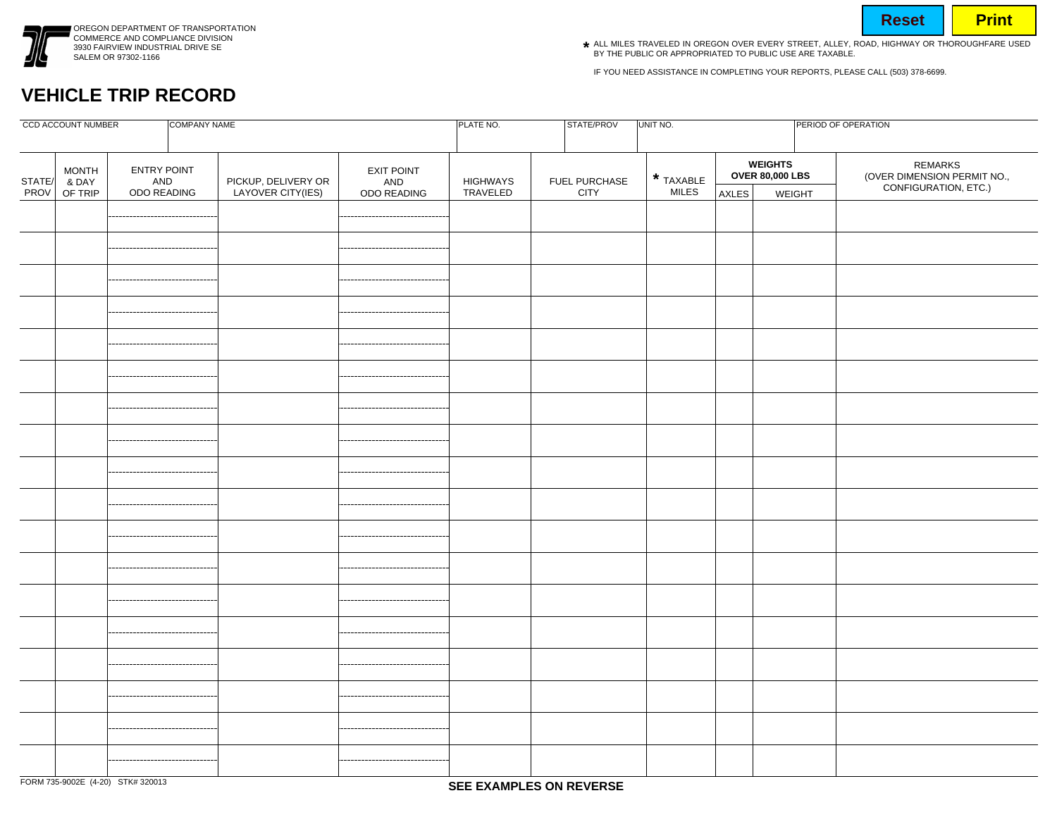OREGON DEPARTMENT OF TRANSPORTATION
COMMERCE AND COMPLIANCE DIVISION
3930 FAIRVIEW INDUSTRIAL DRIVE SE
SALEM OR 97302-1166

Reset Print

* ALL MILES TRAVELED IN OREGON OVER EVERY STREET, ALLEY, ROAD, HIGHWAY OR THOROUGHFARE USED BY THE PUBLIC OR APPROPRIATED TO PUBLIC USE ARE TAXABLE.

IF YOU NEED ASSISTANCE IN COMPLETING YOUR REPORTS, PLEASE CALL (503) 378-6699.

# VEHICLE TRIP RECORD

| CCD ACCOUNT NUMBER | COMPANY NAME | PLATE NO. | STATE/PROV | UNIT NO. | PERIOD OF OPERATION |
|---|---|---|---|---|---|
| | | | | | |

| STATE/ PROV | MONTH & DAY OF TRIP | ENTRY POINT AND ODO READING | PICKUP, DELIVERY OR LAYOVER CITY(IES) | EXIT POINT AND ODO READING | HIGHWAYS TRAVELED | FUEL PURCHASE CITY | * TAXABLE MILES | WEIGHTS OVER 80,000 LBS | | REMARKS (OVER DIMENSION PERMIT NO., CONFIGURATION, ETC.) |
|---|---|---|---|---|---|---|---|---|---|---|
| | | | | | | | | AXLES | WEIGHT | |
| | | | | | | | | | | |
| | | | | | | | | | | |
| | | | | | | | | | | |
| | | | | | | | | | | |
| | | | | | | | | | | |
| | | | | | | | | | | |
| | | | | | | | | | | |
| | | | | | | | | | | |
| | | | | | | | | | | |
| | | | | | | | | | | |
| | | | | | | | | | | |
| | | | | | | | | | | |
| | | | | | | | | | | |
| | | | | | | | | | | |
| | | | | | | | | | | |
| | | | | | | | | | | |
| | | | | | | | | | | |
| | | | | | | | | | | |

FORM 735-9002E (4-20) STK# 320013

**SEE EXAMPLES ON REVERSE**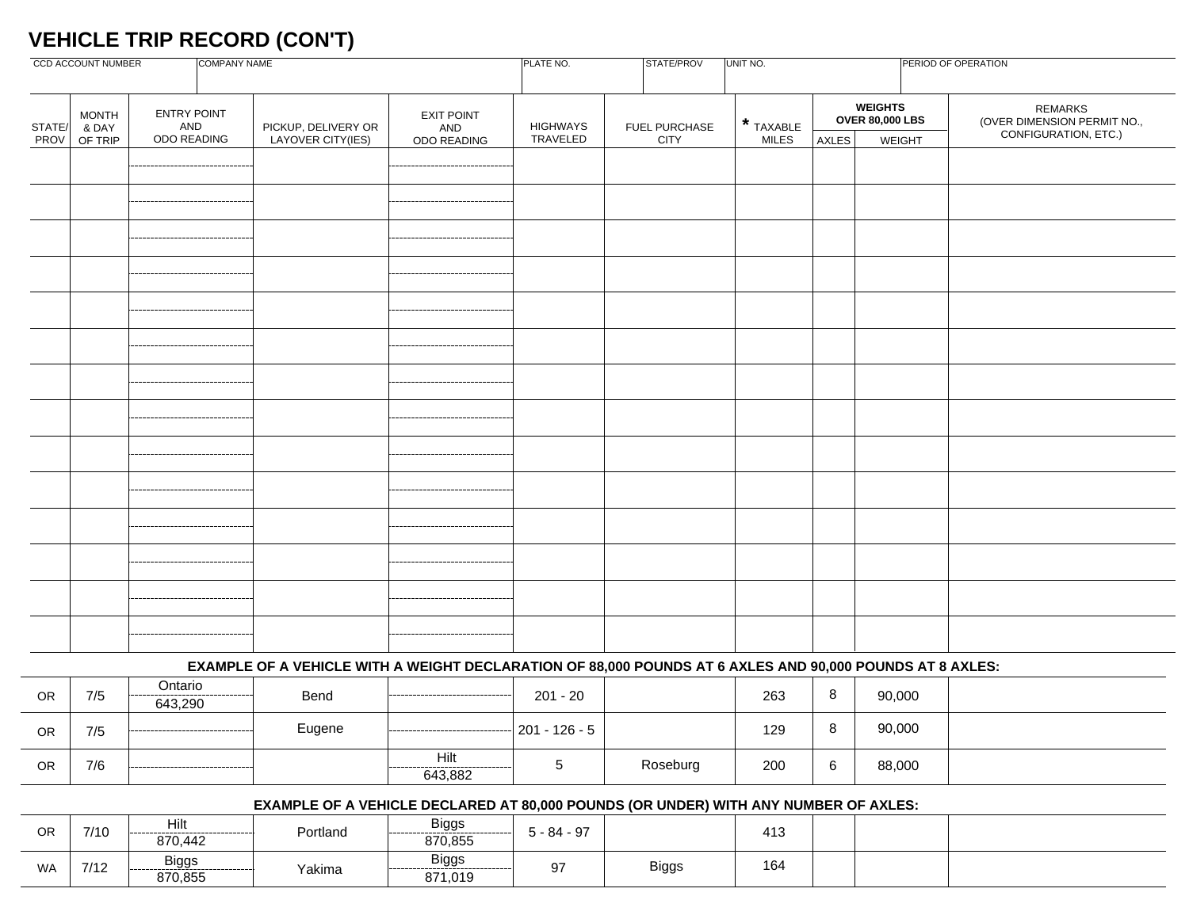# VEHICLE TRIP RECORD (CON'T)

| CCD ACCOUNT NUMBER | COMPANY NAME | PLATE NO. | STATE/PROV | UNIT NO. | PERIOD OF OPERATION |
|---|---|---|---|---|---|
| | | | | | |

| STATE/ PROV | MONTH & DAY OF TRIP | ENTRY POINT AND ODO READING | PICKUP, DELIVERY OR LAYOVER CITY(IES) | EXIT POINT AND ODO READING | HIGHWAYS TRAVELED | FUEL PURCHASE CITY | * TAXABLE MILES | WEIGHTS OVER 80,000 LBS | | REMARKS (OVER DIMENSION PERMIT NO., CONFIGURATION, ETC.) |
|---|---|---|---|---|---|---|---|---|---|---|
| | | | | | | | | AXLES | WEIGHT | |
| | | | | | | | | | | |
| | | | | | | | | | | |
| | | | | | | | | | | |
| | | | | | | | | | | |
| | | | | | | | | | | |
| | | | | | | | | | | |
| | | | | | | | | | | |
| | | | | | | | | | | |
| | | | | | | | | | | |
| | | | | | | | | | | |
| | | | | | | | | | | |
| | | | | | | | | | | |
| | | | | | | | | | | |
| | | | | | | | | | | |

**EXAMPLE OF A VEHICLE WITH A WEIGHT DECLARATION OF 88,000 POUNDS AT 6 AXLES AND 90,000 POUNDS AT 8 AXLES:**

| | | | | | | | | | | |
|---|---|---|---|---|---|---|---|---|---|---|
| OR | 7/5 | Ontario<br>643,290 | Bend | | 201 - 20 | | 263 | 8 | 90,000 | |
| OR | 7/5 | | Eugene | | 201 - 126 - 5 | | 129 | 8 | 90,000 | |
| OR | 7/6 | | | Hilt<br>643,882 | 5 | Roseburg | 200 | 6 | 88,000 | |

**EXAMPLE OF A VEHICLE DECLARED AT 80,000 POUNDS (OR UNDER) WITH ANY NUMBER OF AXLES:**

| | | | | | | | | | | |
|---|---|---|---|---|---|---|---|---|---|---|
| OR | 7/10 | Hilt<br>870,442 | Portland | Biggs<br>870,855 | 5 - 84 - 97 | | 413 | | | |
| WA | 7/12 | Biggs<br>870,855 | Yakima | Biggs<br>871,019 | 97 | Biggs | 164 | | | |